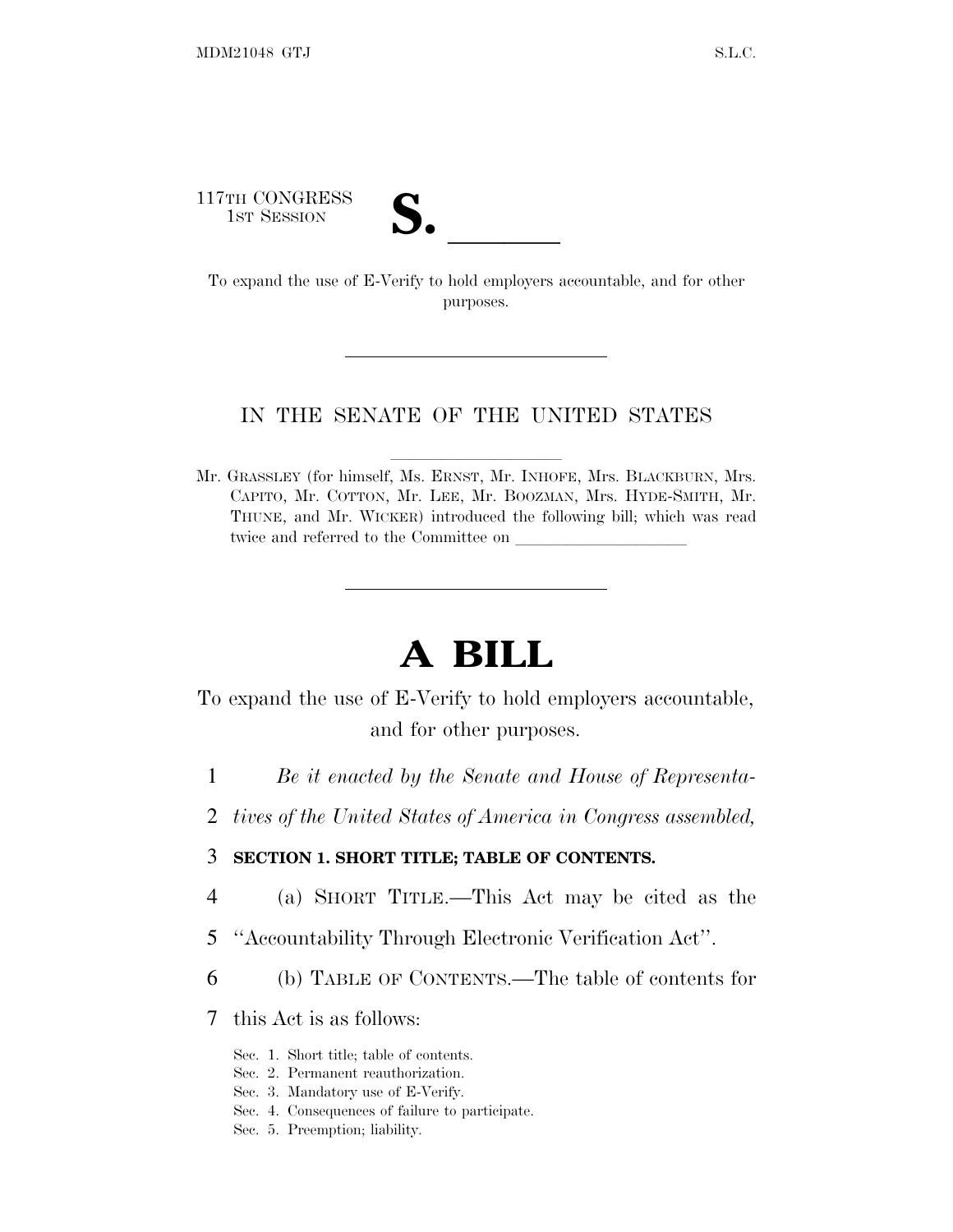117TH CONGRESS
1ST SESSION

# S. ______

To expand the use of E-Verify to hold employers accountable, and for other purposes.

---

IN THE SENATE OF THE UNITED STATES

Mr. GRASSLEY (for himself, Ms. ERNST, Mr. INHOFE, Mrs. BLACKBURN, Mrs. CAPITO, Mr. COTTON, Mr. LEE, Mr. BOOZMAN, Mrs. HYDE-SMITH, Mr. THUNE, and Mr. WICKER) introduced the following bill; which was read twice and referred to the Committee on ______________

---

# A BILL

To expand the use of E-Verify to hold employers accountable, and for other purposes.

1 *Be it enacted by the Senate and House of Representa-*
2 *tives of the United States of America in Congress assembled,*

3 **SECTION 1. SHORT TITLE; TABLE OF CONTENTS.**

4 (a) SHORT TITLE.—This Act may be cited as the
5 ''Accountability Through Electronic Verification Act''.

6 (b) TABLE OF CONTENTS.—The table of contents for
7 this Act is as follows:

Sec. 1. Short title; table of contents.
Sec. 2. Permanent reauthorization.
Sec. 3. Mandatory use of E-Verify.
Sec. 4. Consequences of failure to participate.
Sec. 5. Preemption; liability.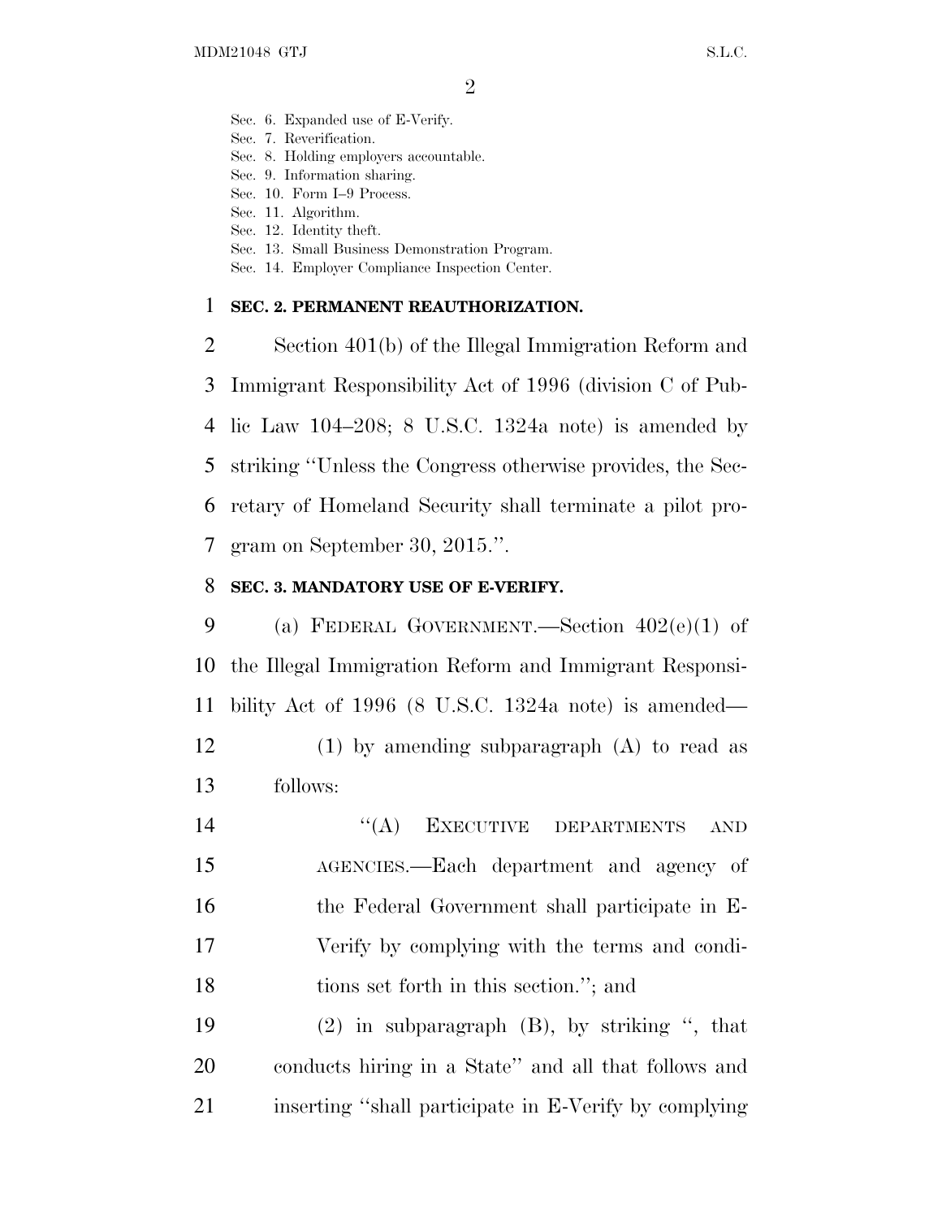Sec. 6. Expanded use of E-Verify.
Sec. 7. Reverification.
Sec. 8. Holding employers accountable.
Sec. 9. Information sharing.
Sec. 10. Form I–9 Process.
Sec. 11. Algorithm.
Sec. 12. Identity theft.
Sec. 13. Small Business Demonstration Program.
Sec. 14. Employer Compliance Inspection Center.

**SEC. 2. PERMANENT REAUTHORIZATION.**

Section 401(b) of the Illegal Immigration Reform and Immigrant Responsibility Act of 1996 (division C of Public Law 104–208; 8 U.S.C. 1324a note) is amended by striking "Unless the Congress otherwise provides, the Secretary of Homeland Security shall terminate a pilot program on September 30, 2015.".

**SEC. 3. MANDATORY USE OF E-VERIFY.**

(a) FEDERAL GOVERNMENT.—Section 402(e)(1) of the Illegal Immigration Reform and Immigrant Responsibility Act of 1996 (8 U.S.C. 1324a note) is amended—

(1) by amending subparagraph (A) to read as follows:

"(A) EXECUTIVE DEPARTMENTS AND AGENCIES.—Each department and agency of the Federal Government shall participate in E-Verify by complying with the terms and conditions set forth in this section."; and

(2) in subparagraph (B), by striking ", that conducts hiring in a State" and all that follows and inserting "shall participate in E-Verify by complying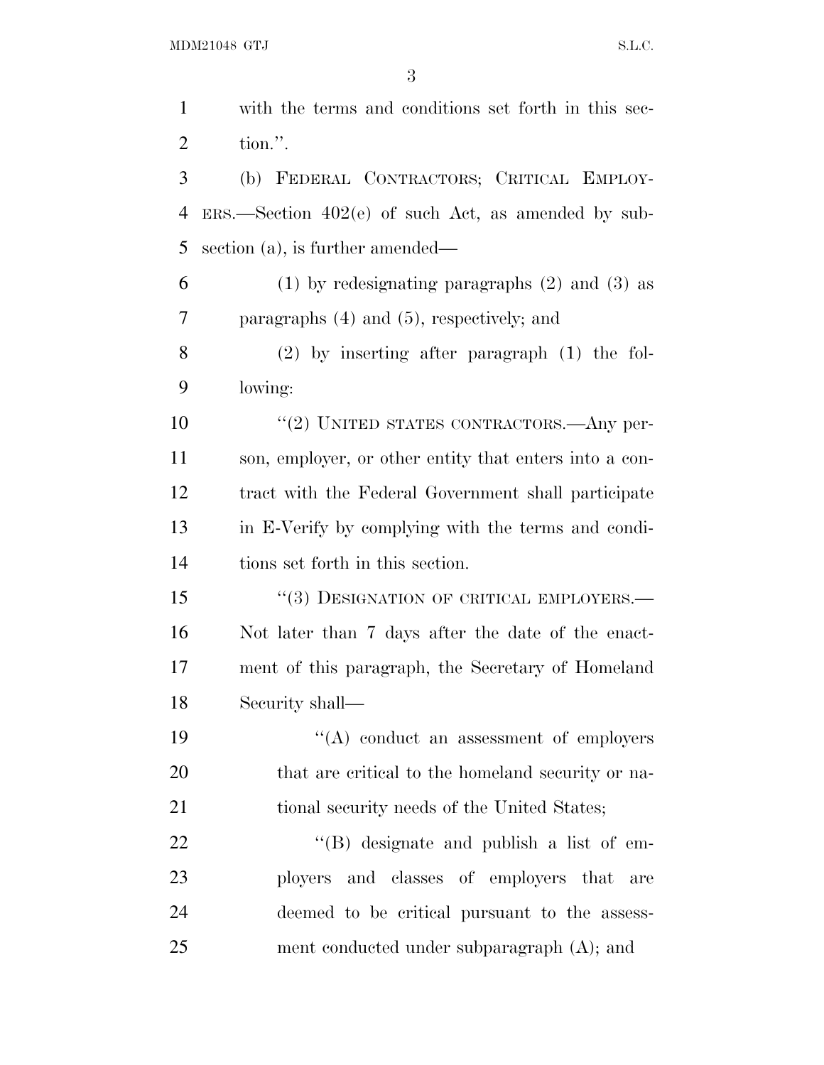with the terms and conditions set forth in this section.''.

(b) FEDERAL CONTRACTORS; CRITICAL EMPLOYERS.—Section 402(e) of such Act, as amended by subsection (a), is further amended—

(1) by redesignating paragraphs (2) and (3) as paragraphs (4) and (5), respectively; and

(2) by inserting after paragraph (1) the following:

''(2) UNITED STATES CONTRACTORS.—Any person, employer, or other entity that enters into a contract with the Federal Government shall participate in E-Verify by complying with the terms and conditions set forth in this section.

''(3) DESIGNATION OF CRITICAL EMPLOYERS.—Not later than 7 days after the date of the enactment of this paragraph, the Secretary of Homeland Security shall—

''(A) conduct an assessment of employers that are critical to the homeland security or national security needs of the United States;

''(B) designate and publish a list of employers and classes of employers that are deemed to be critical pursuant to the assessment conducted under subparagraph (A); and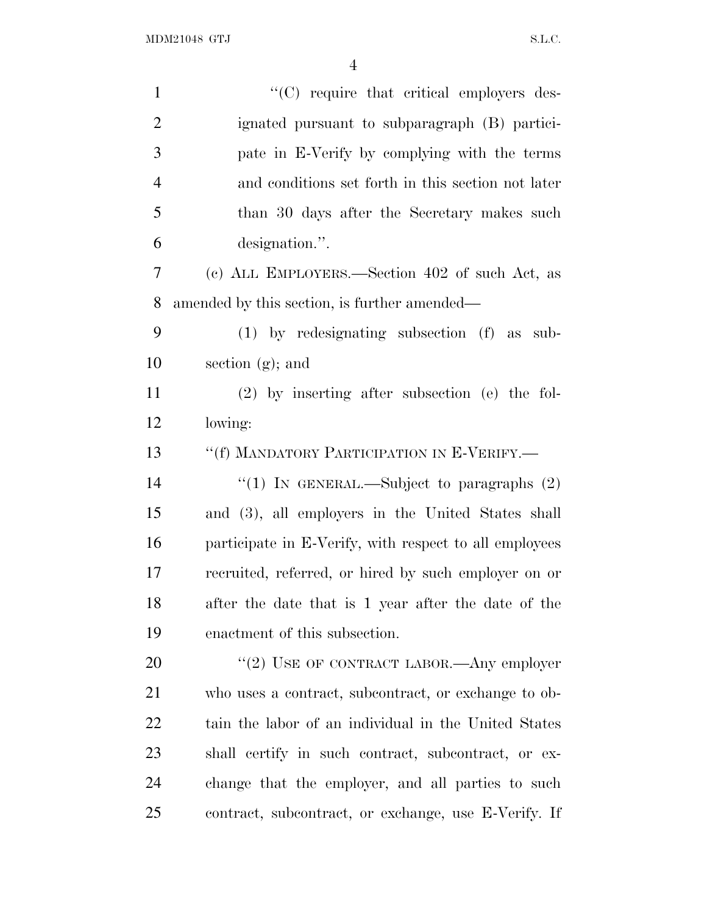"(C) require that critical employers designated pursuant to subparagraph (B) participate in E-Verify by complying with the terms and conditions set forth in this section not later than 30 days after the Secretary makes such designation.".

(c) ALL EMPLOYERS.—Section 402 of such Act, as amended by this section, is further amended—

(1) by redesignating subsection (f) as subsection (g); and

(2) by inserting after subsection (e) the following:

"(f) MANDATORY PARTICIPATION IN E-VERIFY.—

"(1) IN GENERAL.—Subject to paragraphs (2) and (3), all employers in the United States shall participate in E-Verify, with respect to all employees recruited, referred, or hired by such employer on or after the date that is 1 year after the date of the enactment of this subsection.

"(2) USE OF CONTRACT LABOR.—Any employer who uses a contract, subcontract, or exchange to obtain the labor of an individual in the United States shall certify in such contract, subcontract, or exchange that the employer, and all parties to such contract, subcontract, or exchange, use E-Verify. If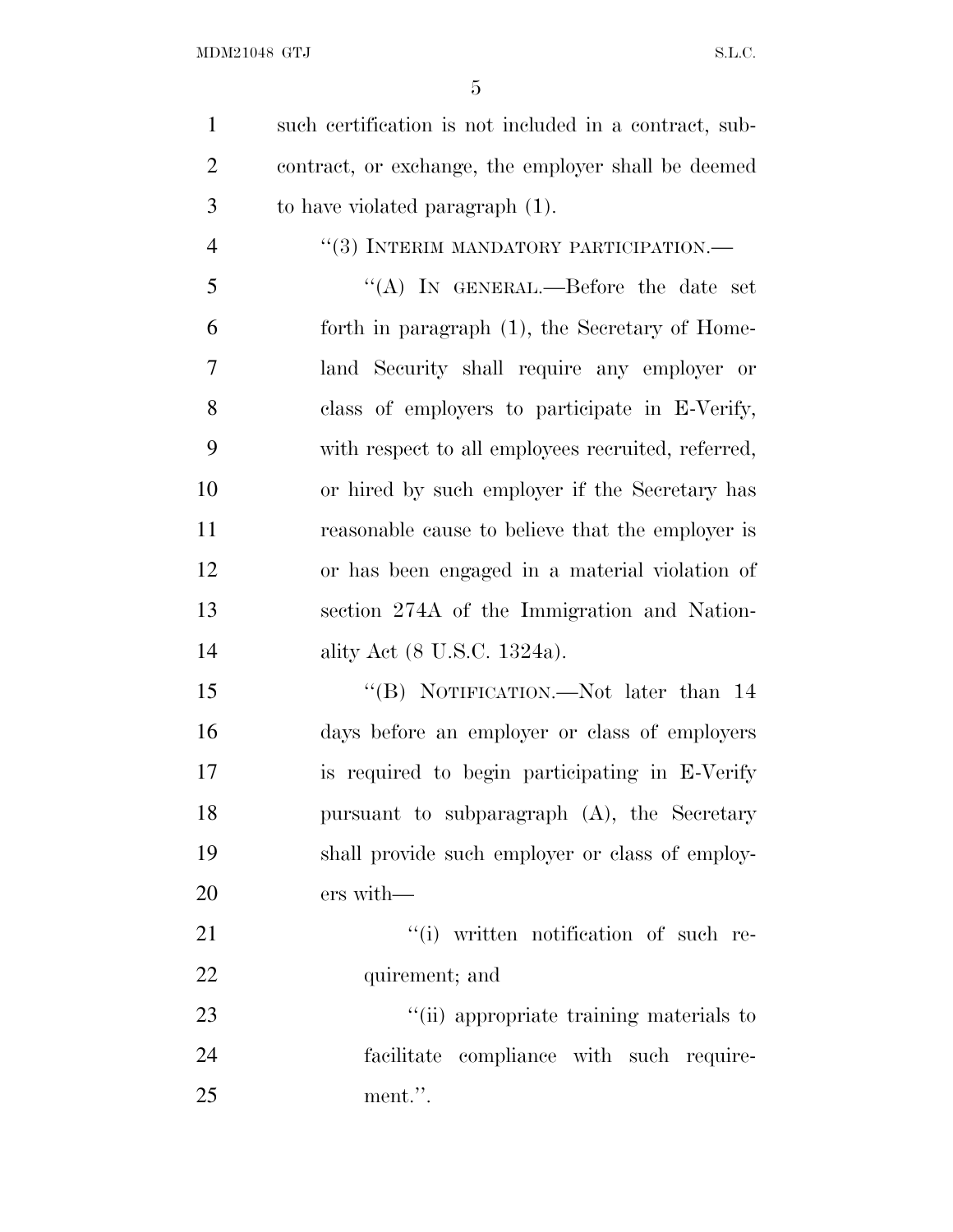such certification is not included in a contract, subcontract, or exchange, the employer shall be deemed to have violated paragraph (1).

"(3) INTERIM MANDATORY PARTICIPATION.—

"(A) IN GENERAL.—Before the date set forth in paragraph (1), the Secretary of Homeland Security shall require any employer or class of employers to participate in E-Verify, with respect to all employees recruited, referred, or hired by such employer if the Secretary has reasonable cause to believe that the employer is or has been engaged in a material violation of section 274A of the Immigration and Nationality Act (8 U.S.C. 1324a).

"(B) NOTIFICATION.—Not later than 14 days before an employer or class of employers is required to begin participating in E-Verify pursuant to subparagraph (A), the Secretary shall provide such employer or class of employers with—

"(i) written notification of such requirement; and

"(ii) appropriate training materials to facilitate compliance with such requirement.".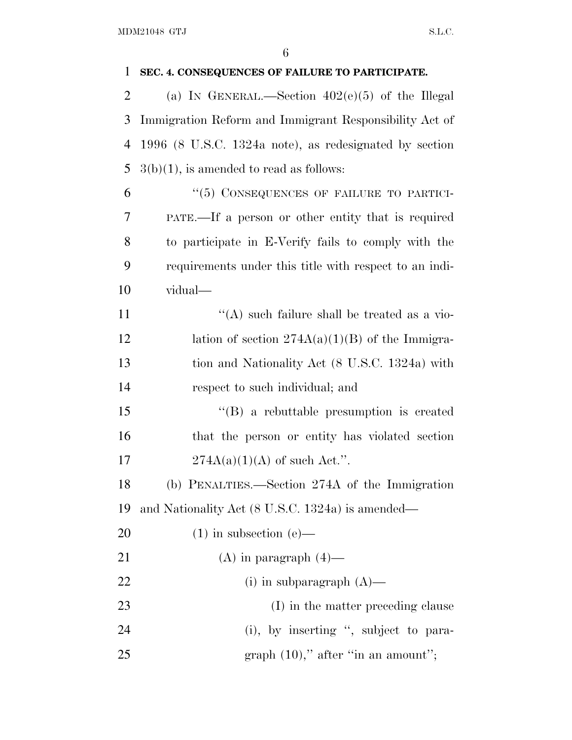**SEC. 4. CONSEQUENCES OF FAILURE TO PARTICIPATE.**

(a) IN GENERAL.—Section 402(e)(5) of the Illegal Immigration Reform and Immigrant Responsibility Act of 1996 (8 U.S.C. 1324a note), as redesignated by section 3(b)(1), is amended to read as follows:

"(5) CONSEQUENCES OF FAILURE TO PARTICIPATE.—If a person or other entity that is required to participate in E-Verify fails to comply with the requirements under this title with respect to an individual—

"(A) such failure shall be treated as a violation of section 274A(a)(1)(B) of the Immigration and Nationality Act (8 U.S.C. 1324a) with respect to such individual; and

"(B) a rebuttable presumption is created that the person or entity has violated section 274A(a)(1)(A) of such Act.".

(b) PENALTIES.—Section 274A of the Immigration and Nationality Act (8 U.S.C. 1324a) is amended—

(1) in subsection (e)—

(A) in paragraph (4)—

(i) in subparagraph (A)—

(I) in the matter preceding clause (i), by inserting ", subject to paragraph (10)," after "in an amount";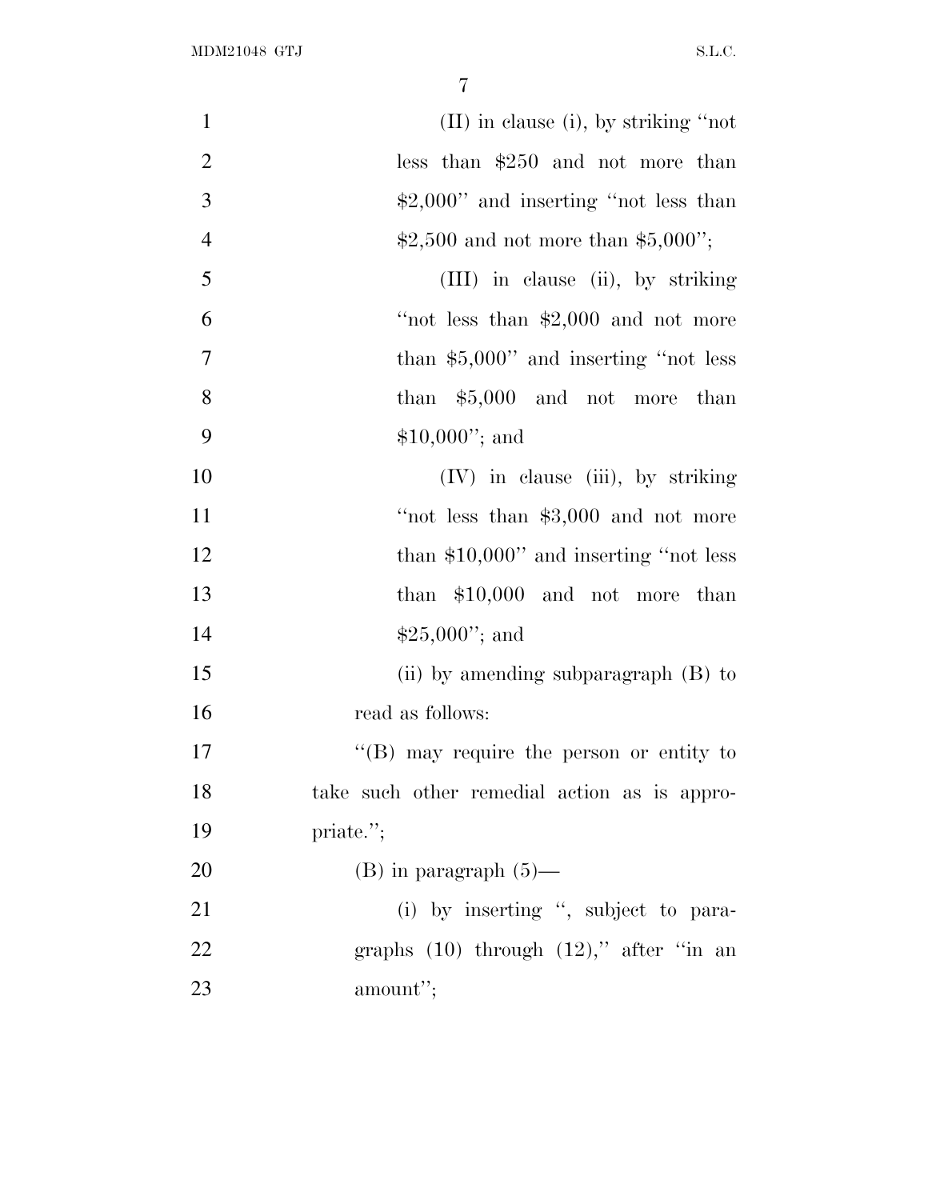(II) in clause (i), by striking "not less than $250 and not more than $2,000" and inserting "not less than $2,500 and not more than $5,000";

(III) in clause (ii), by striking "not less than $2,000 and not more than $5,000" and inserting "not less than $5,000 and not more than $10,000"; and

(IV) in clause (iii), by striking "not less than $3,000 and not more than $10,000" and inserting "not less than $10,000 and not more than $25,000"; and

(ii) by amending subparagraph (B) to read as follows:

"(B) may require the person or entity to take such other remedial action as is appropriate.";

(B) in paragraph (5)—

(i) by inserting ", subject to paragraphs (10) through (12)," after "in an amount";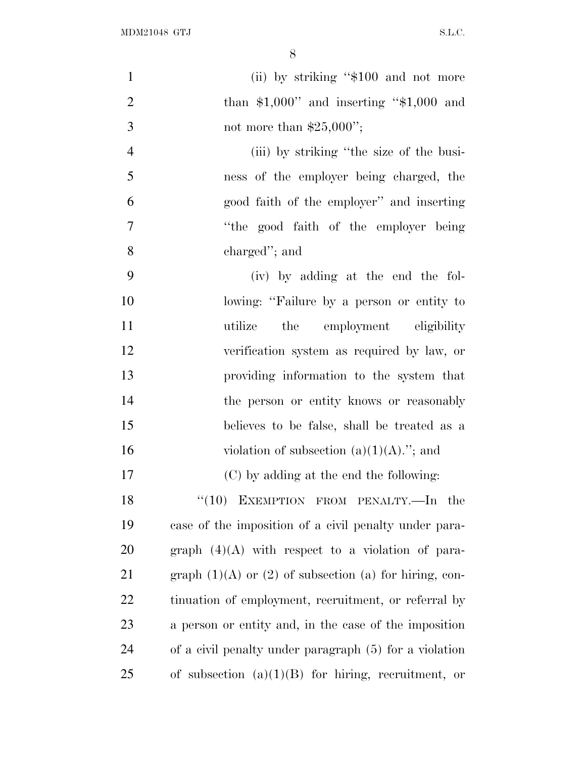(ii) by striking "$100 and not more than $1,000" and inserting "$1,000 and not more than $25,000";

(iii) by striking "the size of the business of the employer being charged, the good faith of the employer" and inserting "the good faith of the employer being charged"; and

(iv) by adding at the end the following: "Failure by a person or entity to utilize the employment eligibility verification system as required by law, or providing information to the system that the person or entity knows or reasonably believes to be false, shall be treated as a violation of subsection (a)(1)(A)."; and

(C) by adding at the end the following:

"(10) EXEMPTION FROM PENALTY.—In the case of the imposition of a civil penalty under paragraph (4)(A) with respect to a violation of paragraph (1)(A) or (2) of subsection (a) for hiring, continuation of employment, recruitment, or referral by a person or entity and, in the case of the imposition of a civil penalty under paragraph (5) for a violation of subsection (a)(1)(B) for hiring, recruitment, or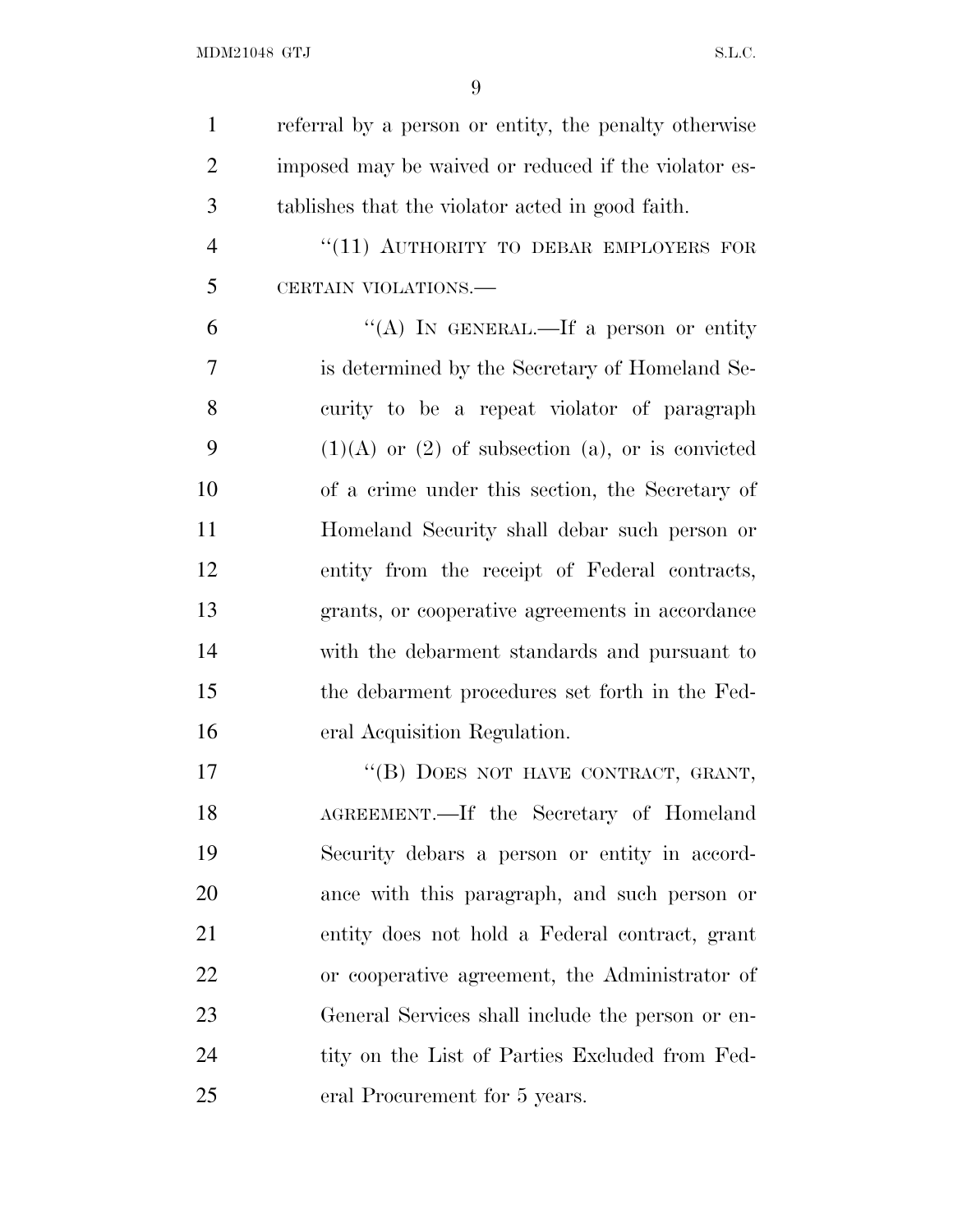referral by a person or entity, the penalty otherwise imposed may be waived or reduced if the violator establishes that the violator acted in good faith.

"(11) AUTHORITY TO DEBAR EMPLOYERS FOR CERTAIN VIOLATIONS.—

"(A) IN GENERAL.—If a person or entity is determined by the Secretary of Homeland Security to be a repeat violator of paragraph (1)(A) or (2) of subsection (a), or is convicted of a crime under this section, the Secretary of Homeland Security shall debar such person or entity from the receipt of Federal contracts, grants, or cooperative agreements in accordance with the debarment standards and pursuant to the debarment procedures set forth in the Federal Acquisition Regulation.

"(B) DOES NOT HAVE CONTRACT, GRANT, AGREEMENT.—If the Secretary of Homeland Security debars a person or entity in accordance with this paragraph, and such person or entity does not hold a Federal contract, grant or cooperative agreement, the Administrator of General Services shall include the person or entity on the List of Parties Excluded from Federal Procurement for 5 years.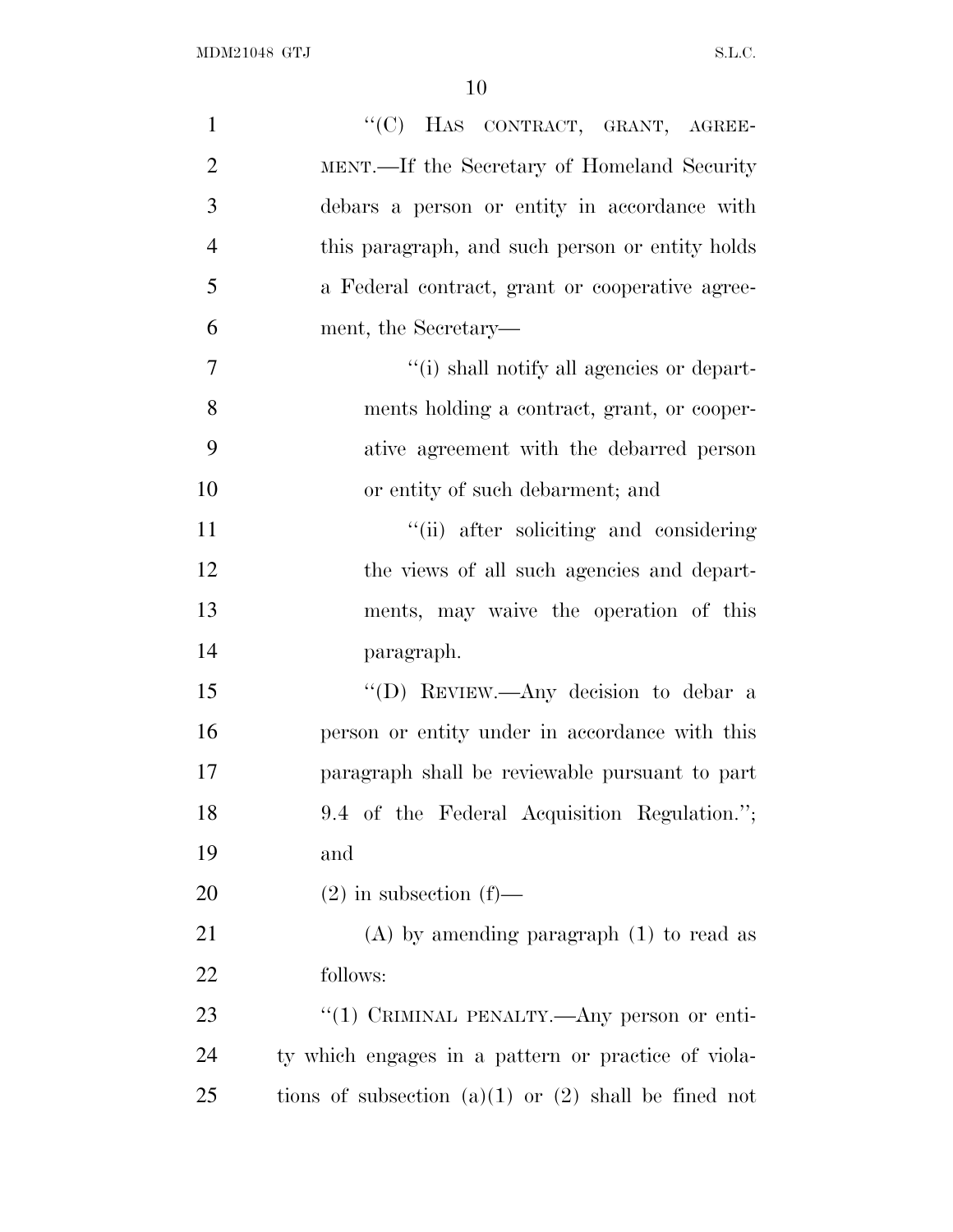"(C) HAS CONTRACT, GRANT, AGREEMENT.—If the Secretary of Homeland Security debars a person or entity in accordance with this paragraph, and such person or entity holds a Federal contract, grant or cooperative agreement, the Secretary—

"(i) shall notify all agencies or departments holding a contract, grant, or cooperative agreement with the debarred person or entity of such debarment; and

"(ii) after soliciting and considering the views of all such agencies and departments, may waive the operation of this paragraph.

"(D) REVIEW.—Any decision to debar a person or entity under in accordance with this paragraph shall be reviewable pursuant to part 9.4 of the Federal Acquisition Regulation."; and

(2) in subsection (f)—

(A) by amending paragraph (1) to read as follows:

"(1) CRIMINAL PENALTY.—Any person or entity which engages in a pattern or practice of violations of subsection (a)(1) or (2) shall be fined not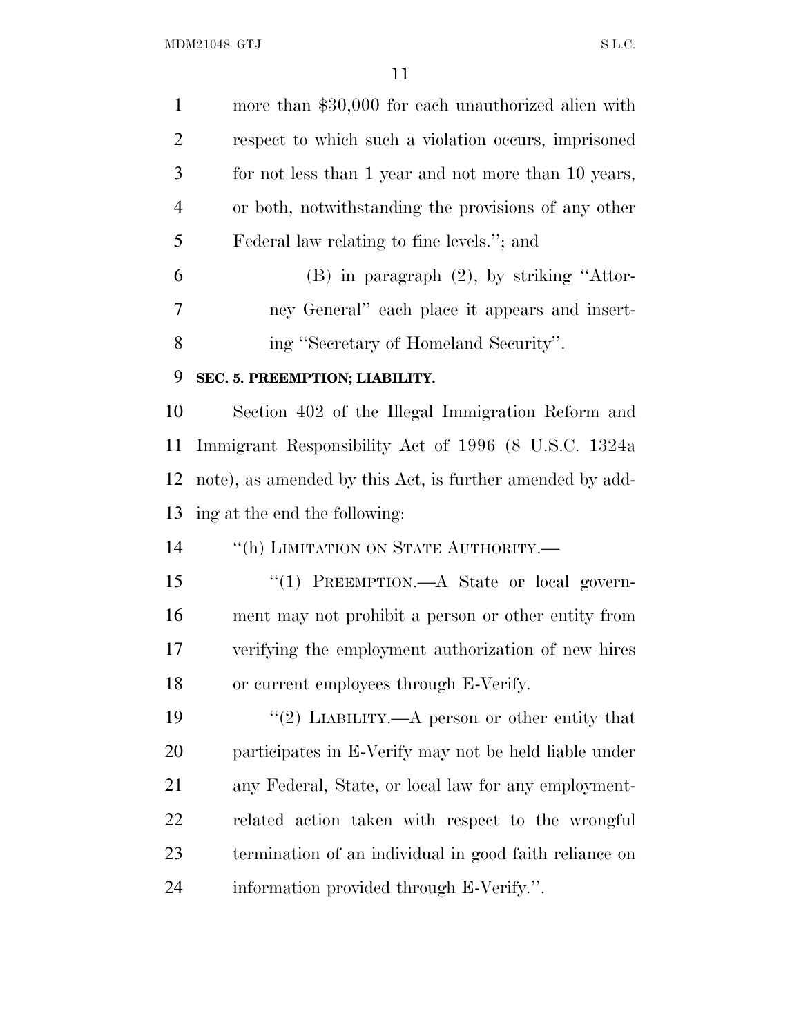more than $30,000 for each unauthorized alien with respect to which such a violation occurs, imprisoned for not less than 1 year and not more than 10 years, or both, notwithstanding the provisions of any other Federal law relating to fine levels.''; and

(B) in paragraph (2), by striking ''Attorney General'' each place it appears and inserting ''Secretary of Homeland Security''.

**SEC. 5. PREEMPTION; LIABILITY.**

Section 402 of the Illegal Immigration Reform and Immigrant Responsibility Act of 1996 (8 U.S.C. 1324a note), as amended by this Act, is further amended by adding at the end the following:

''(h) LIMITATION ON STATE AUTHORITY.—

''(1) PREEMPTION.—A State or local government may not prohibit a person or other entity from verifying the employment authorization of new hires or current employees through E-Verify.

''(2) LIABILITY.—A person or other entity that participates in E-Verify may not be held liable under any Federal, State, or local law for any employment-related action taken with respect to the wrongful termination of an individual in good faith reliance on information provided through E-Verify.''.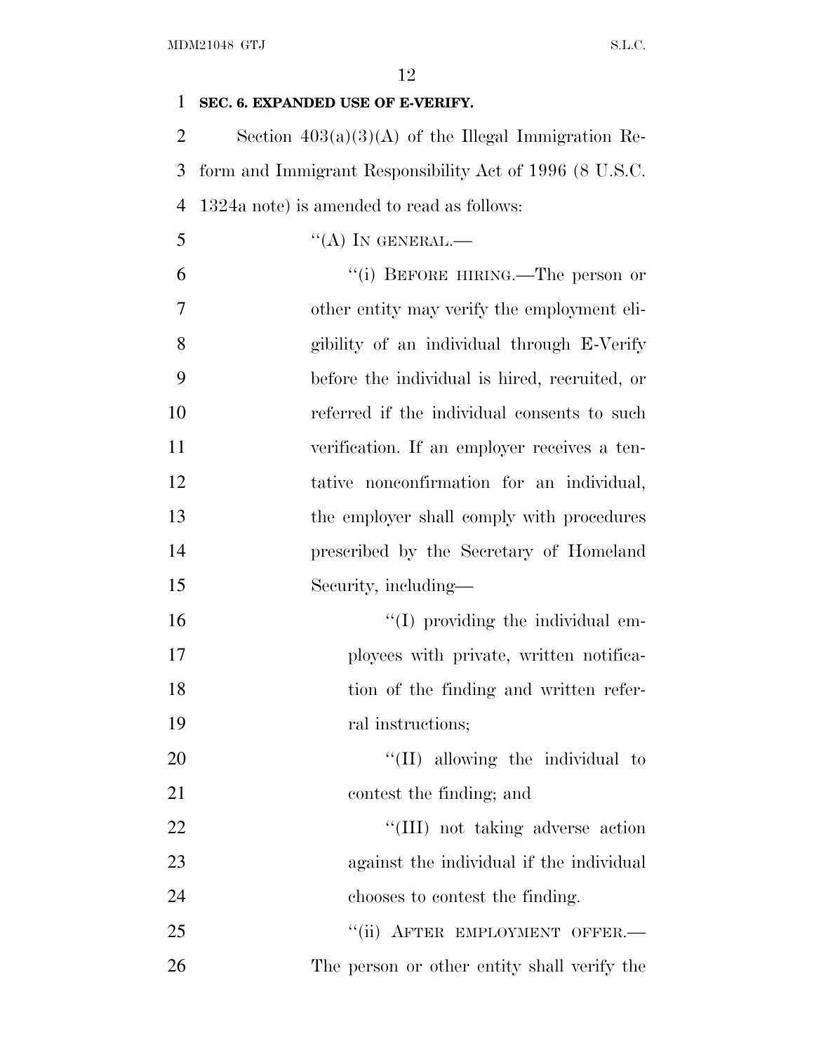**SEC. 6. EXPANDED USE OF E-VERIFY.**

Section 403(a)(3)(A) of the Illegal Immigration Reform and Immigrant Responsibility Act of 1996 (8 U.S.C. 1324a note) is amended to read as follows:

"(A) IN GENERAL.—

"(i) BEFORE HIRING.—The person or other entity may verify the employment eligibility of an individual through E-Verify before the individual is hired, recruited, or referred if the individual consents to such verification. If an employer receives a tentative nonconfirmation for an individual, the employer shall comply with procedures prescribed by the Secretary of Homeland Security, including—

"(I) providing the individual employees with private, written notification of the finding and written referral instructions;

"(II) allowing the individual to contest the finding; and

"(III) not taking adverse action against the individual if the individual chooses to contest the finding.

"(ii) AFTER EMPLOYMENT OFFER.—The person or other entity shall verify the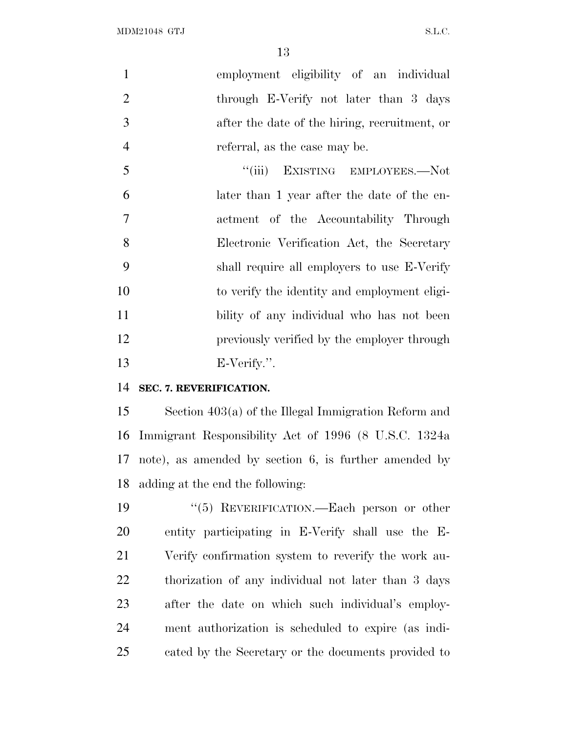employment eligibility of an individual through E-Verify not later than 3 days after the date of the hiring, recruitment, or referral, as the case may be.

"(iii) EXISTING EMPLOYEES.—Not later than 1 year after the date of the enactment of the Accountability Through Electronic Verification Act, the Secretary shall require all employers to use E-Verify to verify the identity and employment eligibility of any individual who has not been previously verified by the employer through E-Verify.".

**SEC. 7. REVERIFICATION.**

Section 403(a) of the Illegal Immigration Reform and Immigrant Responsibility Act of 1996 (8 U.S.C. 1324a note), as amended by section 6, is further amended by adding at the end the following:

"(5) REVERIFICATION.—Each person or other entity participating in E-Verify shall use the E-Verify confirmation system to reverify the work authorization of any individual not later than 3 days after the date on which such individual's employment authorization is scheduled to expire (as indicated by the Secretary or the documents provided to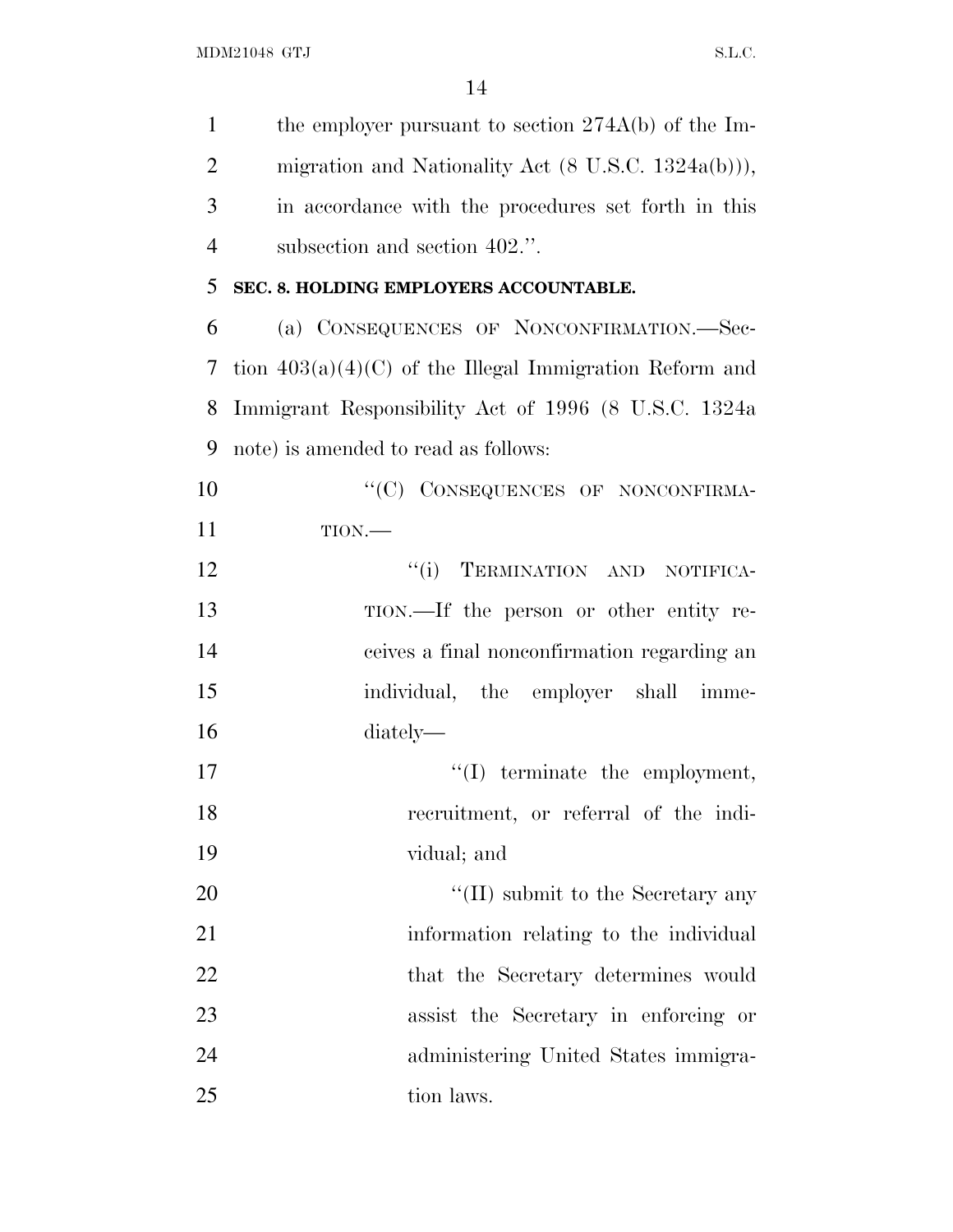the employer pursuant to section 274A(b) of the Immigration and Nationality Act (8 U.S.C. 1324a(b))), in accordance with the procedures set forth in this subsection and section 402.''.

**SEC. 8. HOLDING EMPLOYERS ACCOUNTABLE.**

(a) CONSEQUENCES OF NONCONFIRMATION.—Section 403(a)(4)(C) of the Illegal Immigration Reform and Immigrant Responsibility Act of 1996 (8 U.S.C. 1324a note) is amended to read as follows:

''(C) CONSEQUENCES OF NONCONFIRMATION.—

''(i) TERMINATION AND NOTIFICATION.—If the person or other entity receives a final nonconfirmation regarding an individual, the employer shall immediately—

''(I) terminate the employment, recruitment, or referral of the individual; and

''(II) submit to the Secretary any information relating to the individual that the Secretary determines would assist the Secretary in enforcing or administering United States immigration laws.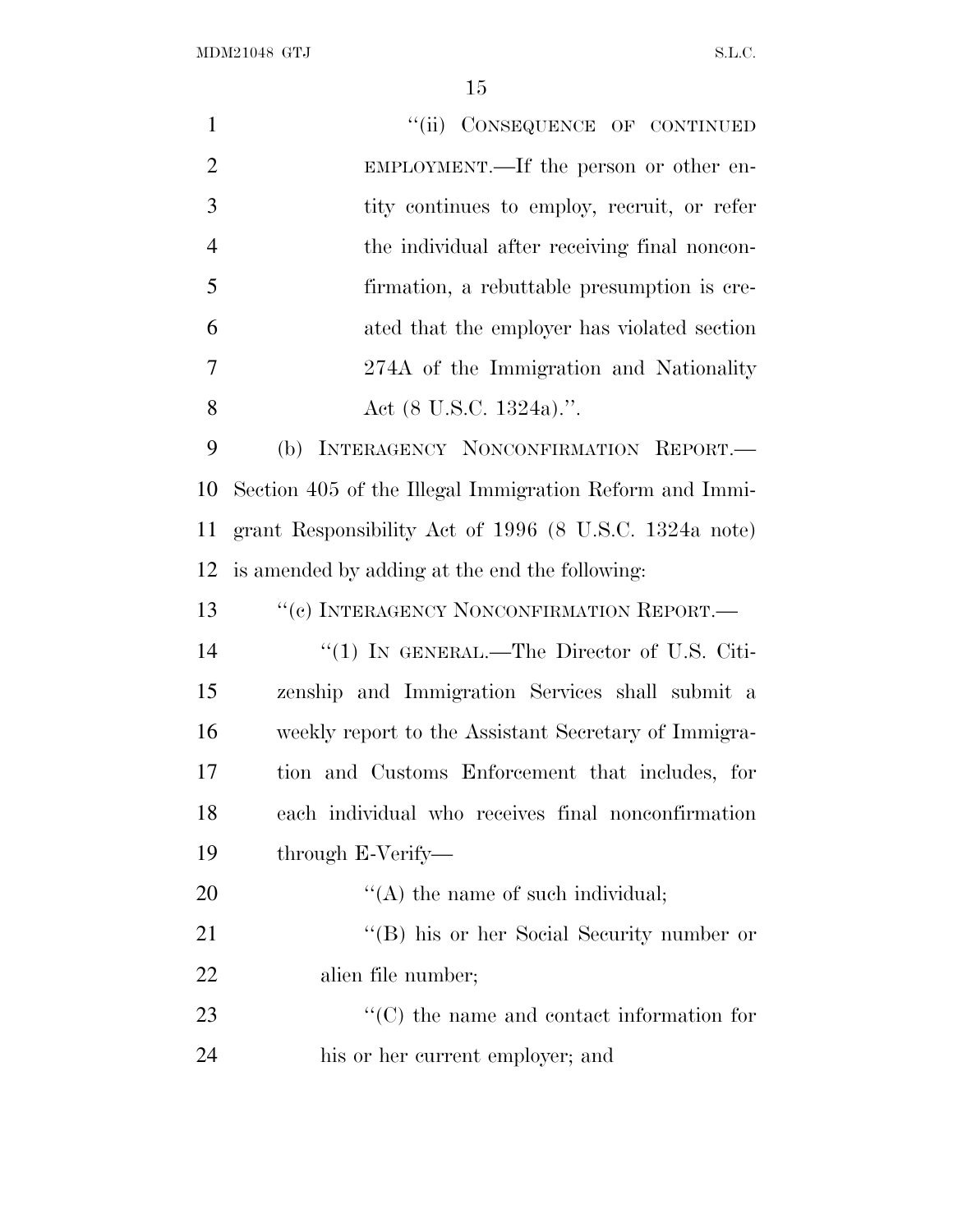"(ii) CONSEQUENCE OF CONTINUED EMPLOYMENT.—If the person or other entity continues to employ, recruit, or refer the individual after receiving final nonconfirmation, a rebuttable presumption is created that the employer has violated section 274A of the Immigration and Nationality Act (8 U.S.C. 1324a).".

(b) INTERAGENCY NONCONFIRMATION REPORT.—Section 405 of the Illegal Immigration Reform and Immigrant Responsibility Act of 1996 (8 U.S.C. 1324a note) is amended by adding at the end the following:

"(c) INTERAGENCY NONCONFIRMATION REPORT.—

"(1) IN GENERAL.—The Director of U.S. Citizenship and Immigration Services shall submit a weekly report to the Assistant Secretary of Immigration and Customs Enforcement that includes, for each individual who receives final nonconfirmation through E-Verify—

"(A) the name of such individual;

"(B) his or her Social Security number or alien file number;

"(C) the name and contact information for his or her current employer; and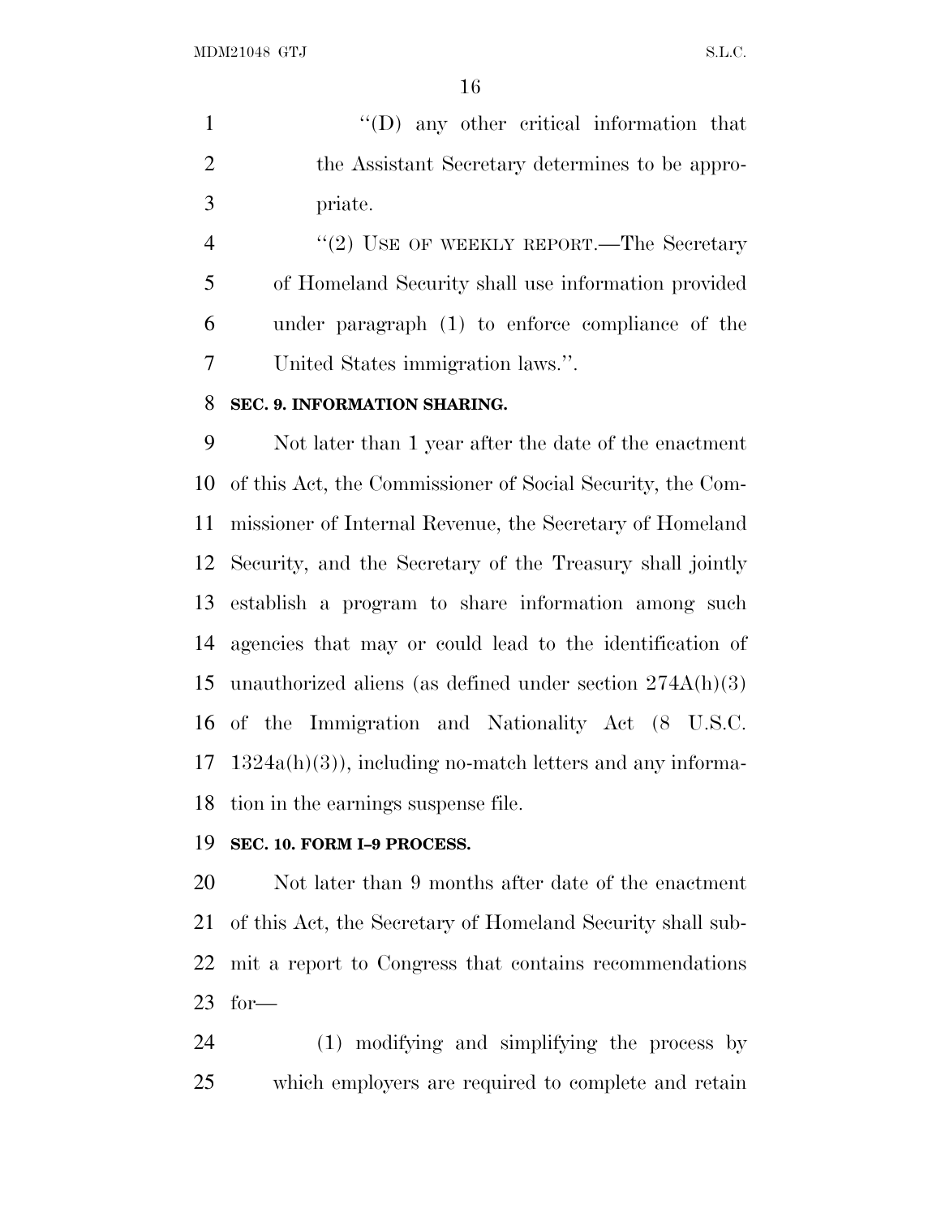"(D) any other critical information that the Assistant Secretary determines to be appropriate.

"(2) USE OF WEEKLY REPORT.—The Secretary of Homeland Security shall use information provided under paragraph (1) to enforce compliance of the United States immigration laws.".

**SEC. 9. INFORMATION SHARING.**

Not later than 1 year after the date of the enactment of this Act, the Commissioner of Social Security, the Commissioner of Internal Revenue, the Secretary of Homeland Security, and the Secretary of the Treasury shall jointly establish a program to share information among such agencies that may or could lead to the identification of unauthorized aliens (as defined under section 274A(h)(3) of the Immigration and Nationality Act (8 U.S.C. 1324a(h)(3)), including no-match letters and any information in the earnings suspense file.

**SEC. 10. FORM I–9 PROCESS.**

Not later than 9 months after date of the enactment of this Act, the Secretary of Homeland Security shall submit a report to Congress that contains recommendations for—

(1) modifying and simplifying the process by which employers are required to complete and retain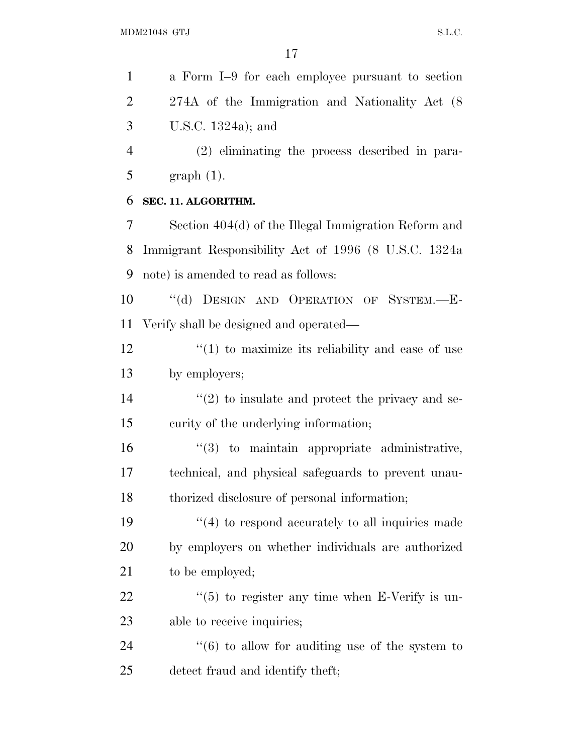a Form I–9 for each employee pursuant to section 274A of the Immigration and Nationality Act (8 U.S.C. 1324a); and

(2) eliminating the process described in paragraph (1).

**SEC. 11. ALGORITHM.**

Section 404(d) of the Illegal Immigration Reform and Immigrant Responsibility Act of 1996 (8 U.S.C. 1324a note) is amended to read as follows:

''(d) DESIGN AND OPERATION OF SYSTEM.—E-Verify shall be designed and operated—

''(1) to maximize its reliability and ease of use by employers;

''(2) to insulate and protect the privacy and security of the underlying information;

''(3) to maintain appropriate administrative, technical, and physical safeguards to prevent unauthorized disclosure of personal information;

''(4) to respond accurately to all inquiries made by employers on whether individuals are authorized to be employed;

''(5) to register any time when E-Verify is unable to receive inquiries;

''(6) to allow for auditing use of the system to detect fraud and identify theft;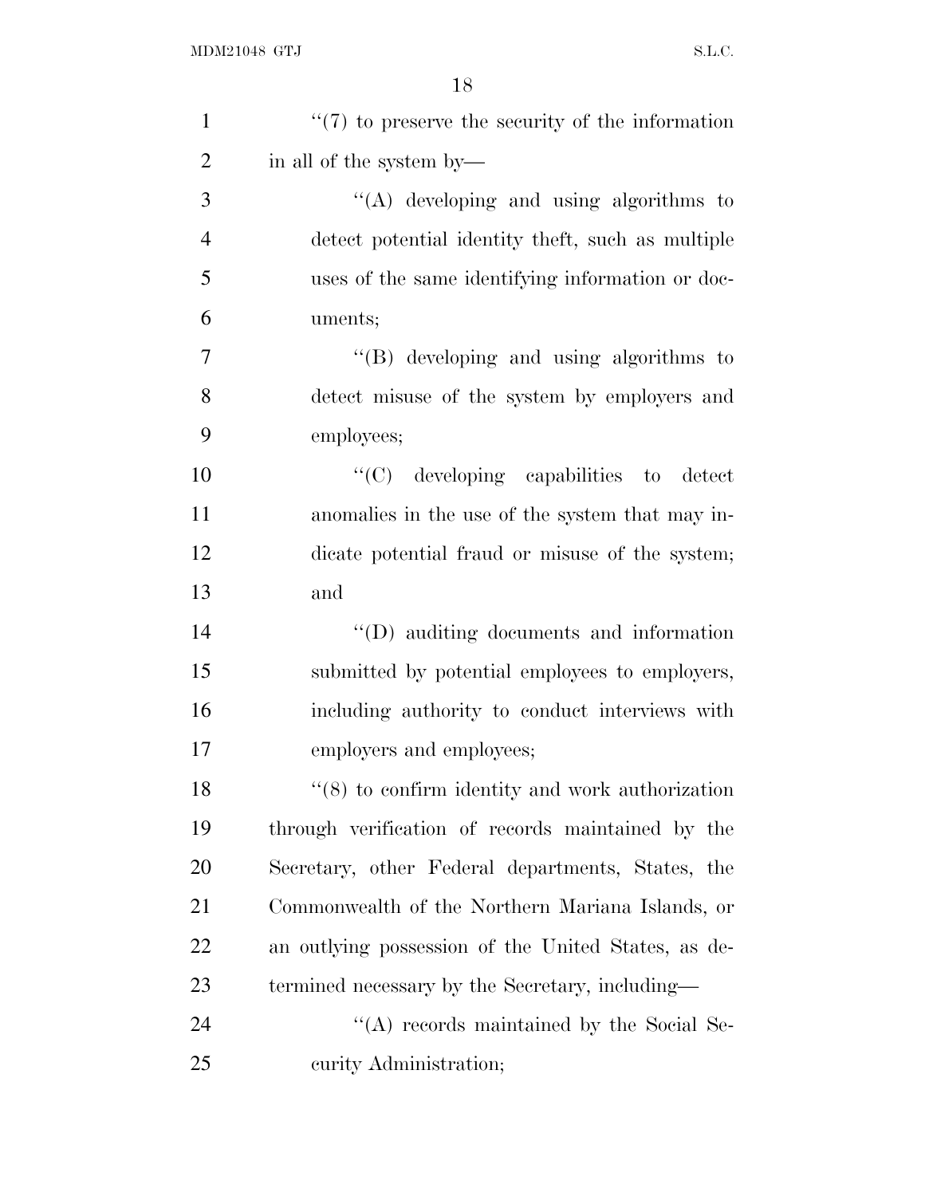''(7) to preserve the security of the information in all of the system by—

''(A) developing and using algorithms to detect potential identity theft, such as multiple uses of the same identifying information or documents;

''(B) developing and using algorithms to detect misuse of the system by employers and employees;

''(C) developing capabilities to detect anomalies in the use of the system that may indicate potential fraud or misuse of the system; and

''(D) auditing documents and information submitted by potential employees to employers, including authority to conduct interviews with employers and employees;

''(8) to confirm identity and work authorization through verification of records maintained by the Secretary, other Federal departments, States, the Commonwealth of the Northern Mariana Islands, or an outlying possession of the United States, as determined necessary by the Secretary, including—

''(A) records maintained by the Social Security Administration;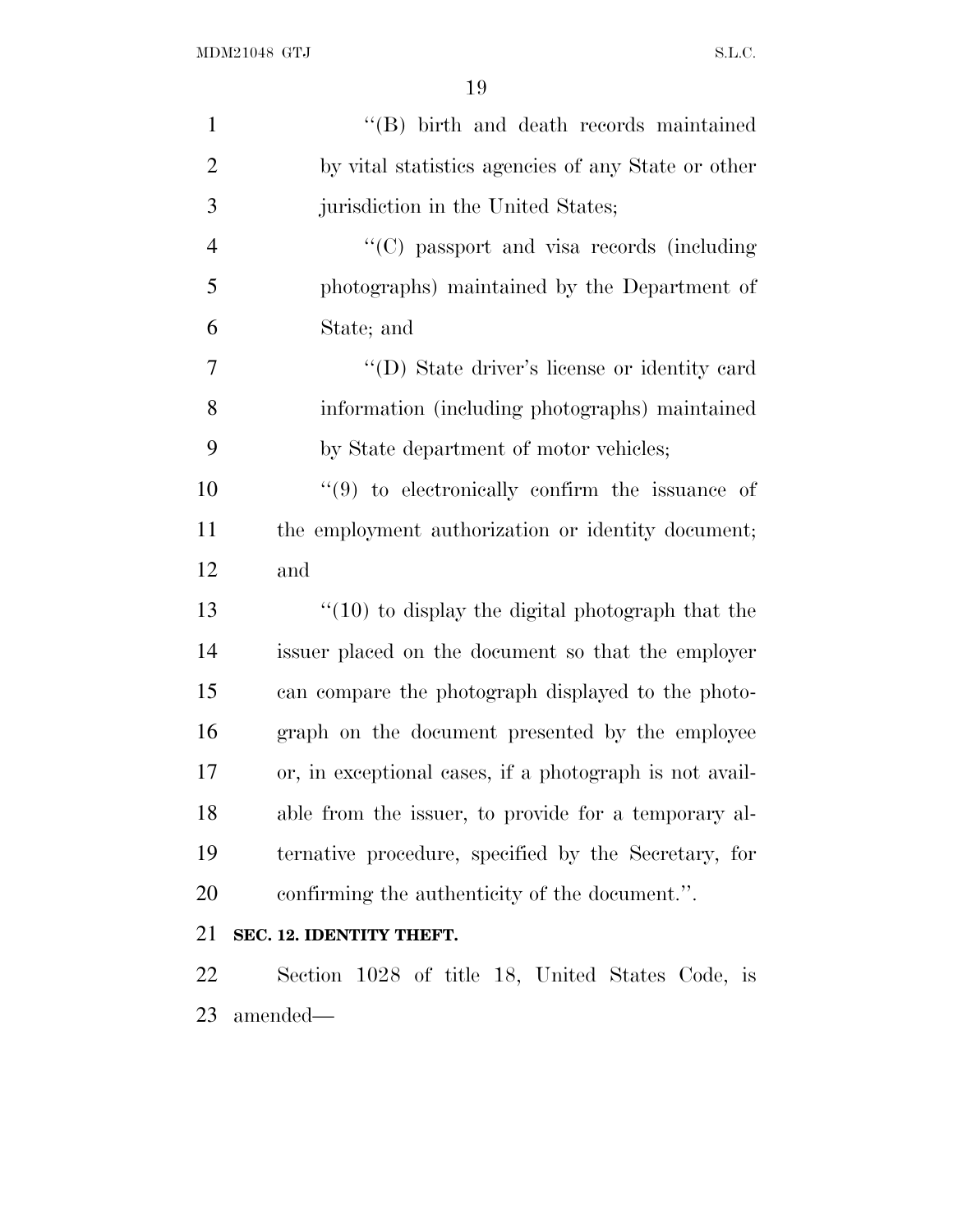"(B) birth and death records maintained by vital statistics agencies of any State or other jurisdiction in the United States;

"(C) passport and visa records (including photographs) maintained by the Department of State; and

"(D) State driver's license or identity card information (including photographs) maintained by State department of motor vehicles;

"(9) to electronically confirm the issuance of the employment authorization or identity document; and

"(10) to display the digital photograph that the issuer placed on the document so that the employer can compare the photograph displayed to the photograph on the document presented by the employee or, in exceptional cases, if a photograph is not available from the issuer, to provide for a temporary alternative procedure, specified by the Secretary, for confirming the authenticity of the document.".

**SEC. 12. IDENTITY THEFT.**

Section 1028 of title 18, United States Code, is amended—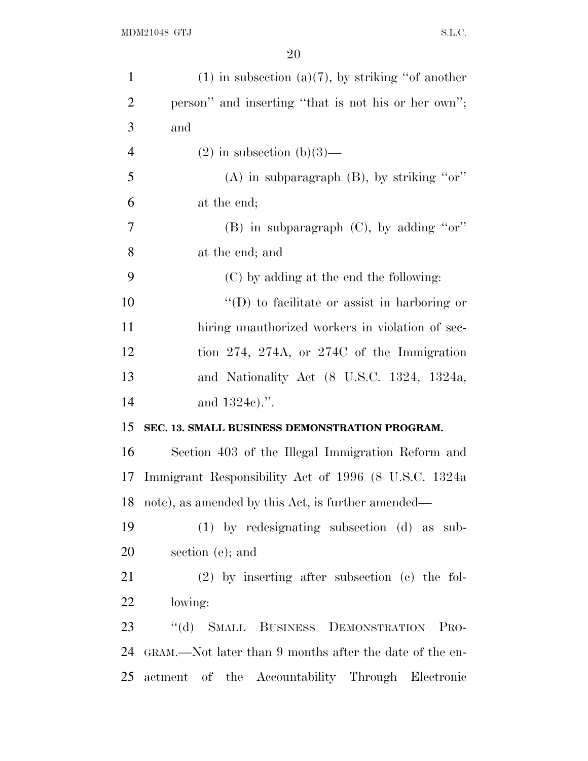(1) in subsection (a)(7), by striking "of another person" and inserting "that is not his or her own"; and

(2) in subsection (b)(3)—

(A) in subparagraph (B), by striking "or" at the end;

(B) in subparagraph (C), by adding "or" at the end; and

(C) by adding at the end the following:

"(D) to facilitate or assist in harboring or hiring unauthorized workers in violation of section 274, 274A, or 274C of the Immigration and Nationality Act (8 U.S.C. 1324, 1324a, and 1324c).".

**SEC. 13. SMALL BUSINESS DEMONSTRATION PROGRAM.**

Section 403 of the Illegal Immigration Reform and Immigrant Responsibility Act of 1996 (8 U.S.C. 1324a note), as amended by this Act, is further amended—

(1) by redesignating subsection (d) as subsection (e); and

(2) by inserting after subsection (c) the following:

"(d) SMALL BUSINESS DEMONSTRATION PROGRAM.—Not later than 9 months after the date of the enactment of the Accountability Through Electronic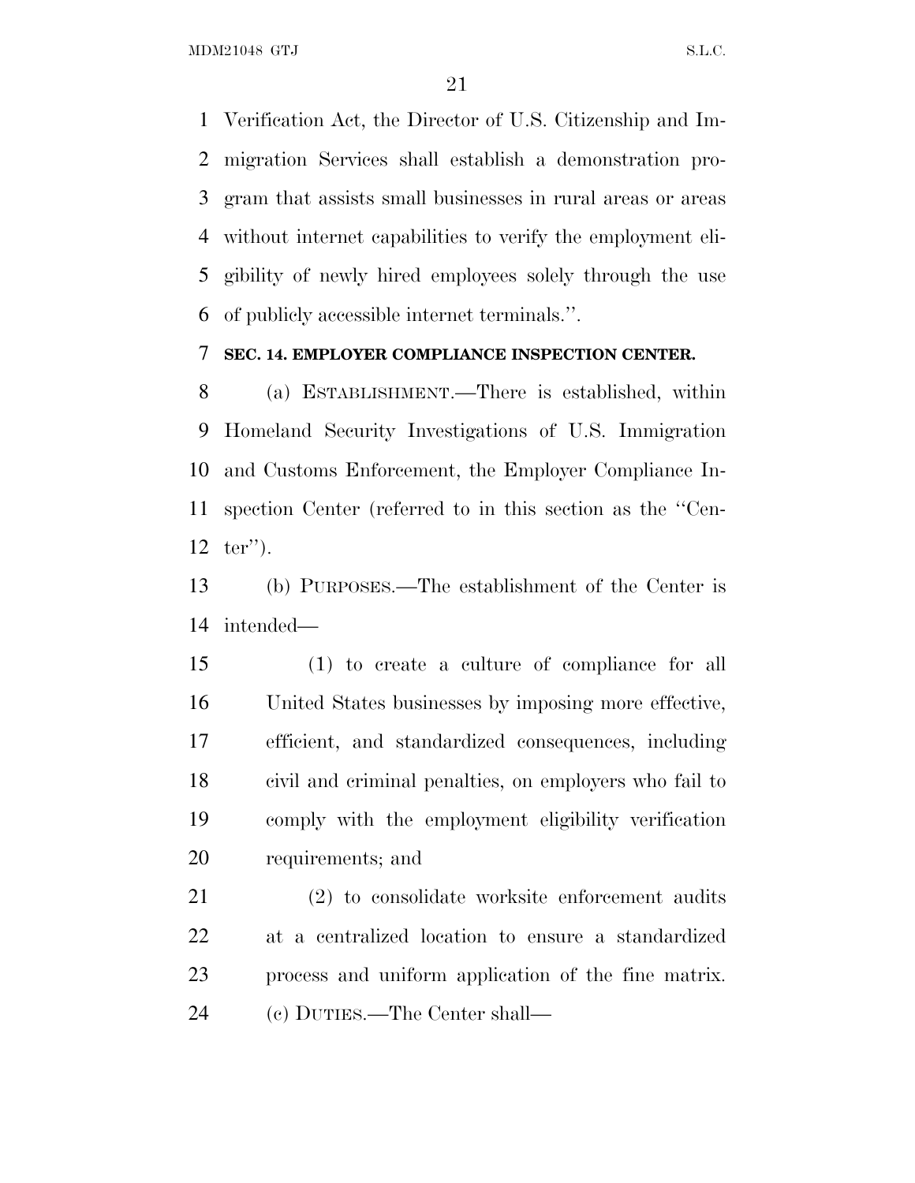Verification Act, the Director of U.S. Citizenship and Immigration Services shall establish a demonstration program that assists small businesses in rural areas or areas without internet capabilities to verify the employment eligibility of newly hired employees solely through the use of publicly accessible internet terminals.''.

**SEC. 14. EMPLOYER COMPLIANCE INSPECTION CENTER.**

(a) ESTABLISHMENT.—There is established, within Homeland Security Investigations of U.S. Immigration and Customs Enforcement, the Employer Compliance Inspection Center (referred to in this section as the ''Center'').

(b) PURPOSES.—The establishment of the Center is intended—

(1) to create a culture of compliance for all United States businesses by imposing more effective, efficient, and standardized consequences, including civil and criminal penalties, on employers who fail to comply with the employment eligibility verification requirements; and

(2) to consolidate worksite enforcement audits at a centralized location to ensure a standardized process and uniform application of the fine matrix.

(c) DUTIES.—The Center shall—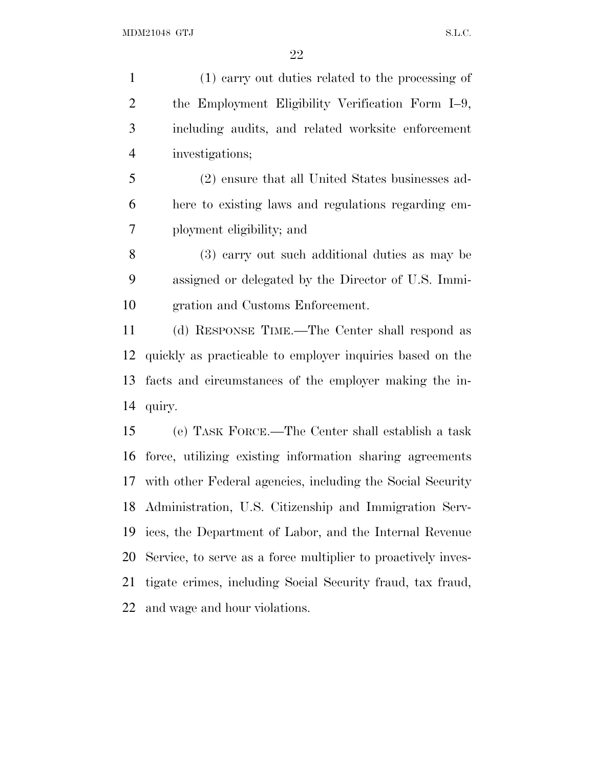(1) carry out duties related to the processing of the Employment Eligibility Verification Form I–9, including audits, and related worksite enforcement investigations;

(2) ensure that all United States businesses adhere to existing laws and regulations regarding employment eligibility; and

(3) carry out such additional duties as may be assigned or delegated by the Director of U.S. Immigration and Customs Enforcement.

(d) RESPONSE TIME.—The Center shall respond as quickly as practicable to employer inquiries based on the facts and circumstances of the employer making the inquiry.

(e) TASK FORCE.—The Center shall establish a task force, utilizing existing information sharing agreements with other Federal agencies, including the Social Security Administration, U.S. Citizenship and Immigration Services, the Department of Labor, and the Internal Revenue Service, to serve as a force multiplier to proactively investigate crimes, including Social Security fraud, tax fraud, and wage and hour violations.